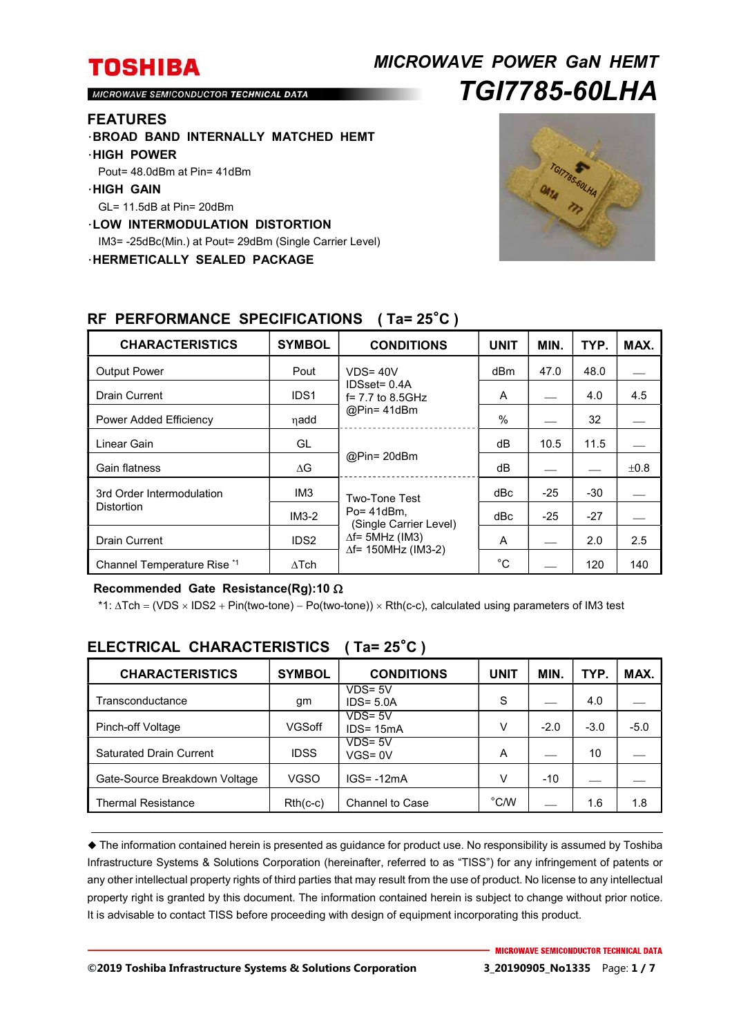# MICROWAVE POWER GaN HEMT

# TGI7785-60LHA

TOSHIBA

MICROWAVE SEMICONDUCTOR TECHNICAL DATA

## FEATURES

- **BROAD BAND INTERNALLY MATCHED HEMT**
- **HIGH POWER**
  Pout= 48.0dBm at Pin= 41dBm
- **HIGH GAIN**
  GL= 11.5dB at Pin= 20dBm
- **LOW INTERMODULATION DISTORTION**
  IM3= -25dBc(Min.) at Pout= 29dBm (Single Carrier Level)
- **HERMETICALLY SEALED PACKAGE**

## RF PERFORMANCE SPECIFICATIONS ( Ta= 25˚C )

| CHARACTERISTICS | SYMBOL | CONDITIONS | UNIT | MIN. | TYP. | MAX. |
|---|---|---|---|---|---|---|
| Output Power | Pout | VDS= 40V<br>IDSset= 0.4A<br>f= 7.7 to 8.5GHz<br>@Pin= 41dBm | dBm | 47.0 | 48.0 | — |
| Drain Current | IDS1 | | A | — | 4.0 | 4.5 |
| Power Added Efficiency | ηadd | | % | — | 32 | — |
| Linear Gain | GL | @Pin= 20dBm | dB | 10.5 | 11.5 | — |
| Gain flatness | ΔG | | dB | — | — | ±0.8 |
| 3rd Order Intermodulation Distortion | IM3 | Two-Tone Test<br>Po= 41dBm,<br>(Single Carrier Level)<br>Δf= 5MHz (IM3)<br>Δf= 150MHz (IM3-2) | dBc | -25 | -30 | — |
| | IM3-2 | | dBc | -25 | -27 | — |
| Drain Current | IDS2 | | A | — | 2.0 | 2.5 |
| Channel Temperature Rise [*1] | ΔTch | | ˚C | — | 120 | 140 |

**Recommended Gate Resistance(Rg):10 Ω**

*1: ΔTch = (VDS × IDS2 + Pin(two-tone) – Po(two-tone)) × Rth(c-c), calculated using parameters of IM3 test

## ELECTRICAL CHARACTERISTICS ( Ta= 25˚C )

| CHARACTERISTICS | SYMBOL | CONDITIONS | UNIT | MIN. | TYP. | MAX. |
|---|---|---|---|---|---|---|
| Transconductance | gm | VDS= 5V<br>IDS= 5.0A | S | — | 4.0 | — |
| Pinch-off Voltage | VGSoff | VDS= 5V<br>IDS= 15mA | V | -2.0 | -3.0 | -5.0 |
| Saturated Drain Current | IDSS | VDS= 5V<br>VGS= 0V | A | — | 10 | — |
| Gate-Source Breakdown Voltage | VGSO | IGS= -12mA | V | -10 | — | — |
| Thermal Resistance | Rth(c-c) | Channel to Case | ˚C/W | — | 1.6 | 1.8 |

◆ The information contained herein is presented as guidance for product use. No responsibility is assumed by Toshiba Infrastructure Systems & Solutions Corporation (hereinafter, referred to as "TISS") for any infringement of patents or any other intellectual property rights of third parties that may result from the use of product. No license to any intellectual property right is granted by this document. The information contained herein is subject to change without prior notice. It is advisable to contact TISS before proceeding with design of equipment incorporating this product.

©2019 Toshiba Infrastructure Systems & Solutions Corporation 3_20190905_No1335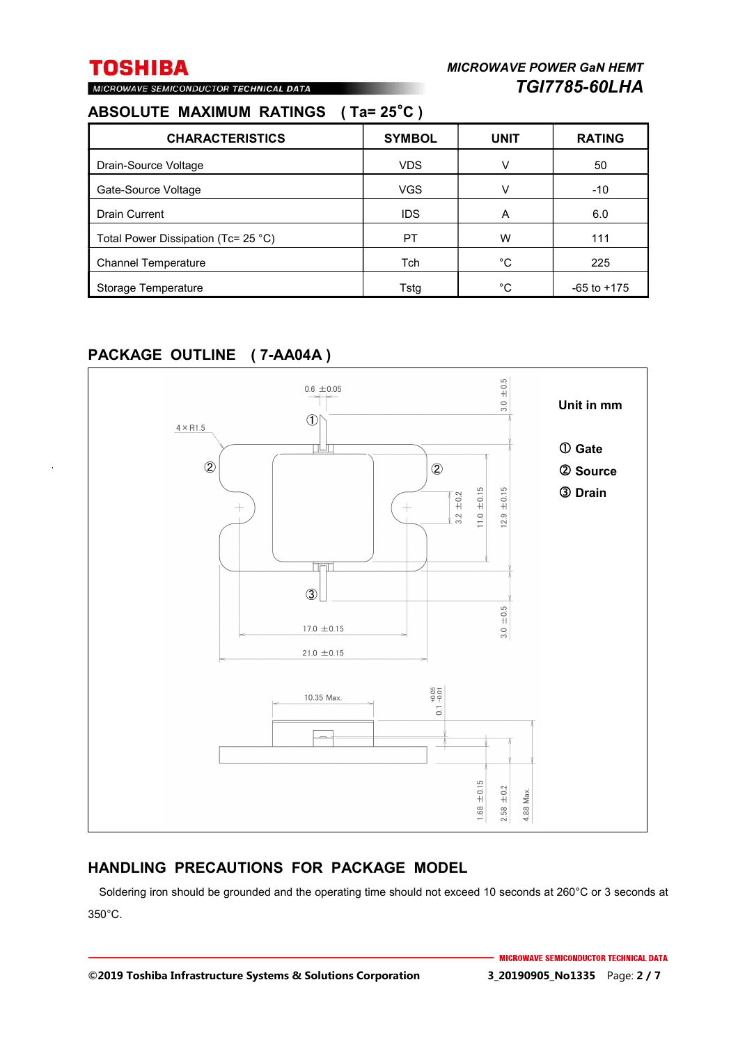## ABSOLUTE MAXIMUM RATINGS ( Ta= 25˚C )

| CHARACTERISTICS | SYMBOL | UNIT | RATING |
|---|---|---|---|
| Drain-Source Voltage | VDS | V | 50 |
| Gate-Source Voltage | VGS | V | -10 |
| Drain Current | IDS | A | 6.0 |
| Total Power Dissipation (Tc= 25 °C) | PT | W | 111 |
| Channel Temperature | Tch | °C | 225 |
| Storage Temperature | Tstg | °C | -65 to +175 |

## PACKAGE OUTLINE ( 7-AA04A )

Unit in mm

① Gate
② Source
③ Drain

## HANDLING PRECAUTIONS FOR PACKAGE MODEL

Soldering iron should be grounded and the operating time should not exceed 10 seconds at 260°C or 3 seconds at 350°C.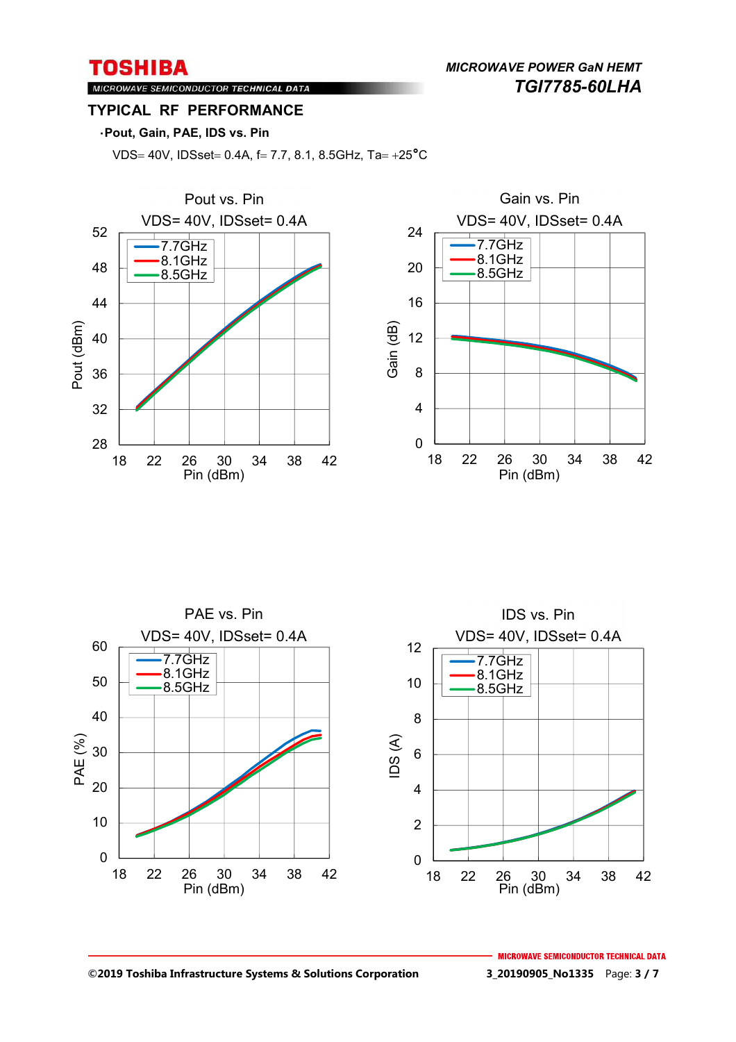## TYPICAL RF PERFORMANCE

- **Pout, Gain, PAE, IDS vs. Pin**

VDS= 40V, IDSset= 0.4A, f= 7.7, 8.1, 8.5GHz, Ta= +25°C

Pout vs. Pin
VDS= 40V, IDSset= 0.4A

Gain vs. Pin
VDS= 40V, IDSset= 0.4A

PAE vs. Pin
VDS= 40V, IDSset= 0.4A

IDS vs. Pin
VDS= 40V, IDSset= 0.4A

©2019 Toshiba Infrastructure Systems & Solutions Corporation

3_20190905_No1335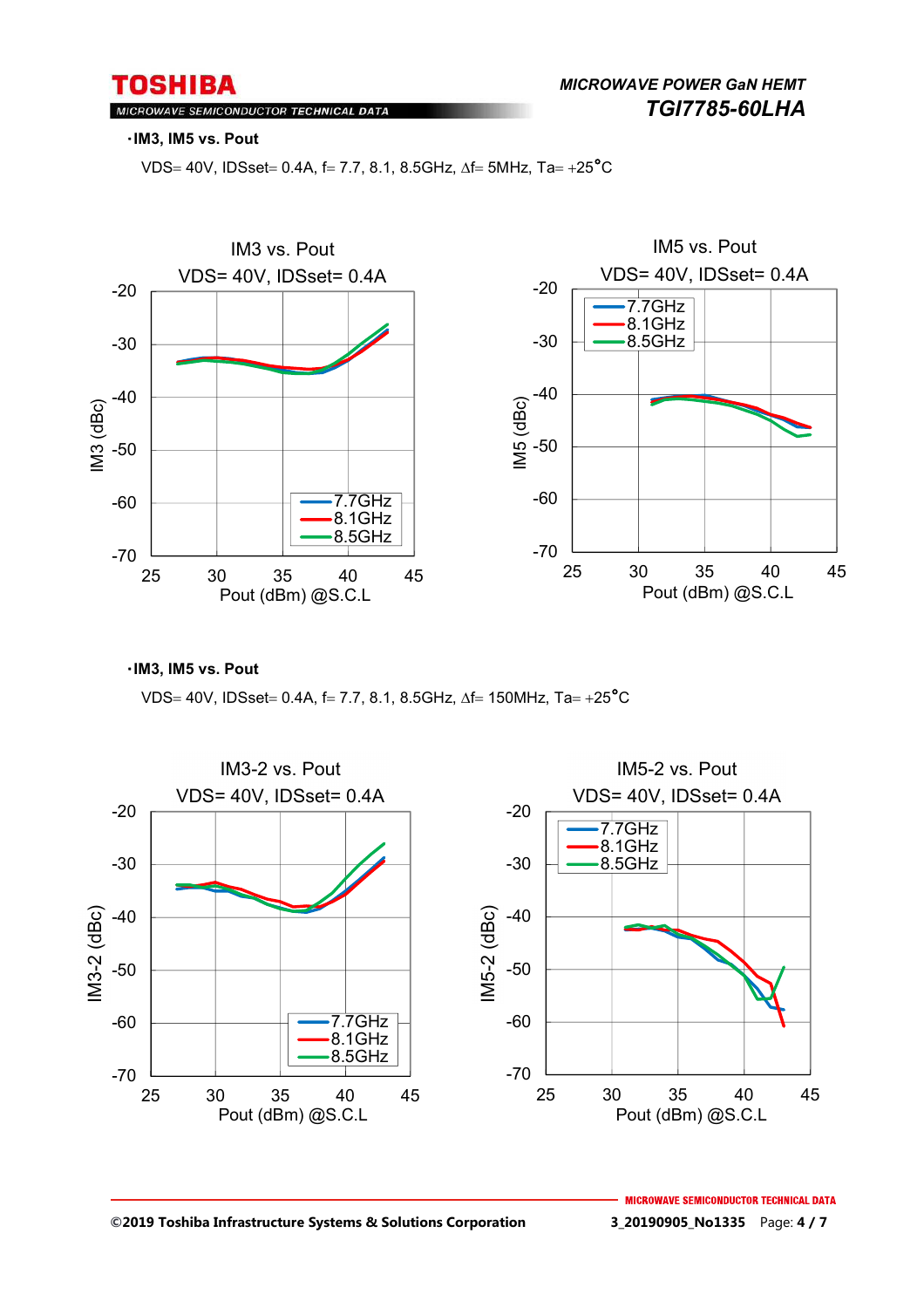**・IM3, IM5 vs. Pout**

VDS= 40V, IDSset= 0.4A, f= 7.7, 8.1, 8.5GHz, ∆f= 5MHz, Ta= +25°C

IM3 vs. Pout
VDS= 40V, IDSset= 0.4A

IM5 vs. Pout
VDS= 40V, IDSset= 0.4A

**・IM3, IM5 vs. Pout**

VDS= 40V, IDSset= 0.4A, f= 7.7, 8.1, 8.5GHz, ∆f= 150MHz, Ta= +25°C

IM3-2 vs. Pout
VDS= 40V, IDSset= 0.4A

IM5-2 vs. Pout
VDS= 40V, IDSset= 0.4A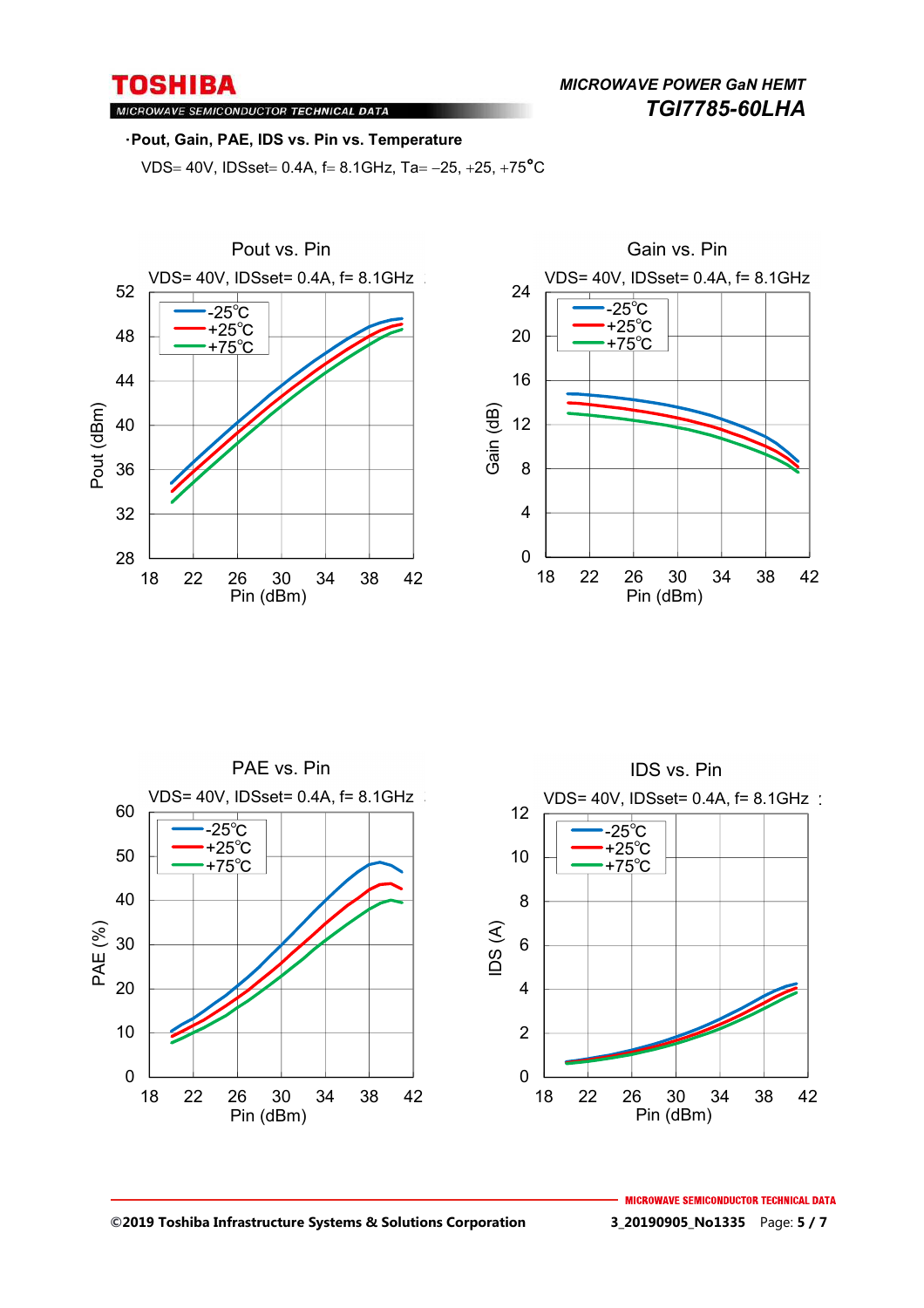·**Pout, Gain, PAE, IDS vs. Pin vs. Temperature**

VDS= 40V, IDSset= 0.4A, f= 8.1GHz, Ta= −25, +25, +75°C

Pout vs. Pin

VDS= 40V, IDSset= 0.4A, f= 8.1GHz

Gain vs. Pin

VDS= 40V, IDSset= 0.4A, f= 8.1GHz

PAE vs. Pin

VDS= 40V, IDSset= 0.4A, f= 8.1GHz

IDS vs. Pin

VDS= 40V, IDSset= 0.4A, f= 8.1GHz

©2019 Toshiba Infrastructure Systems & Solutions Corporation

3_20190905_No1335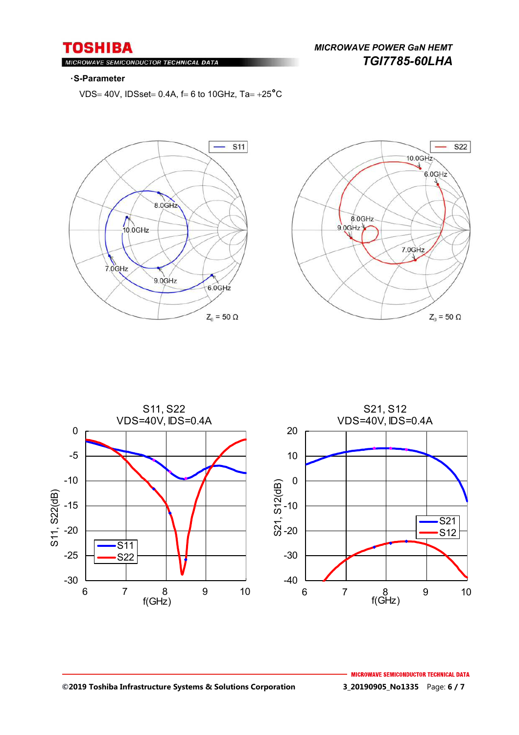### ·S-Parameter

VDS= 40V, IDSset= 0.4A, f= 6 to 10GHz, Ta= +25°C

S11 — 10.0GHz, 8.0GHz, 7.0GHz, 9.0GHz, 6.0GHz — $Z_0$ = 50 Ω

S22 — 10.0GHz, 6.0GHz, 8.0GHz, 9.0GHz, 7.0GHz — $Z_0$ = 50 Ω

S11, S22
VDS=40V, IDS=0.4A

S21, S12
VDS=40V, IDS=0.4A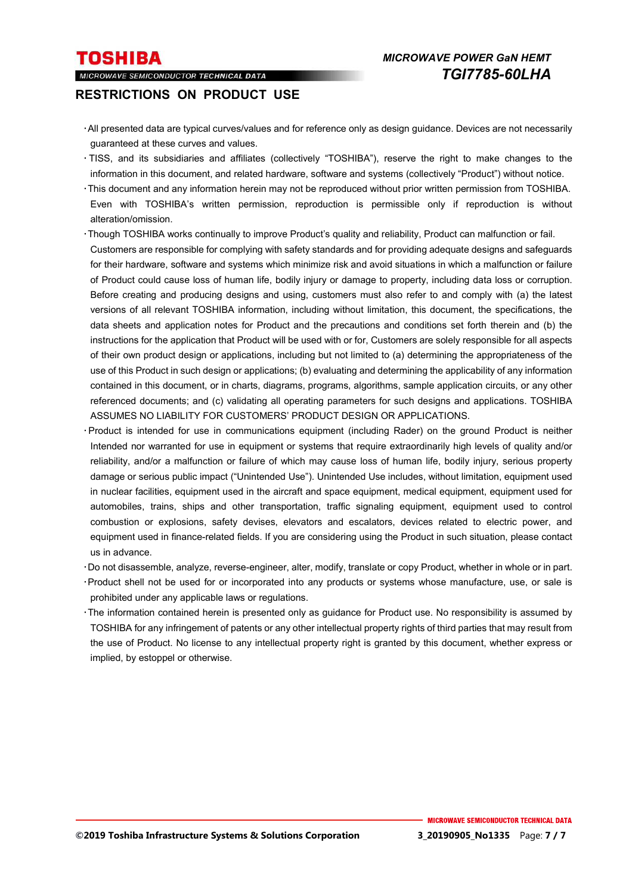## RESTRICTIONS ON PRODUCT USE

- All presented data are typical curves/values and for reference only as design guidance. Devices are not necessarily guaranteed at these curves and values.
- TISS, and its subsidiaries and affiliates (collectively "TOSHIBA"), reserve the right to make changes to the information in this document, and related hardware, software and systems (collectively "Product") without notice.
- This document and any information herein may not be reproduced without prior written permission from TOSHIBA. Even with TOSHIBA's written permission, reproduction is permissible only if reproduction is without alteration/omission.
- Though TOSHIBA works continually to improve Product's quality and reliability, Product can malfunction or fail. Customers are responsible for complying with safety standards and for providing adequate designs and safeguards for their hardware, software and systems which minimize risk and avoid situations in which a malfunction or failure of Product could cause loss of human life, bodily injury or damage to property, including data loss or corruption. Before creating and producing designs and using, customers must also refer to and comply with (a) the latest versions of all relevant TOSHIBA information, including without limitation, this document, the specifications, the data sheets and application notes for Product and the precautions and conditions set forth therein and (b) the instructions for the application that Product will be used with or for, Customers are solely responsible for all aspects of their own product design or applications, including but not limited to (a) determining the appropriateness of the use of this Product in such design or applications; (b) evaluating and determining the applicability of any information contained in this document, or in charts, diagrams, programs, algorithms, sample application circuits, or any other referenced documents; and (c) validating all operating parameters for such designs and applications. TOSHIBA ASSUMES NO LIABILITY FOR CUSTOMERS' PRODUCT DESIGN OR APPLICATIONS.
- Product is intended for use in communications equipment (including Rader) on the ground Product is neither Intended nor warranted for use in equipment or systems that require extraordinarily high levels of quality and/or reliability, and/or a malfunction or failure of which may cause loss of human life, bodily injury, serious property damage or serious public impact ("Unintended Use"). Unintended Use includes, without limitation, equipment used in nuclear facilities, equipment used in the aircraft and space equipment, medical equipment, equipment used for automobiles, trains, ships and other transportation, traffic signaling equipment, equipment used to control combustion or explosions, safety devises, elevators and escalators, devices related to electric power, and equipment used in finance-related fields. If you are considering using the Product in such situation, please contact us in advance.
- Do not disassemble, analyze, reverse-engineer, alter, modify, translate or copy Product, whether in whole or in part.
- Product shell not be used for or incorporated into any products or systems whose manufacture, use, or sale is prohibited under any applicable laws or regulations.
- The information contained herein is presented only as guidance for Product use. No responsibility is assumed by TOSHIBA for any infringement of patents or any other intellectual property rights of third parties that may result from the use of Product. No license to any intellectual property right is granted by this document, whether express or implied, by estoppel or otherwise.